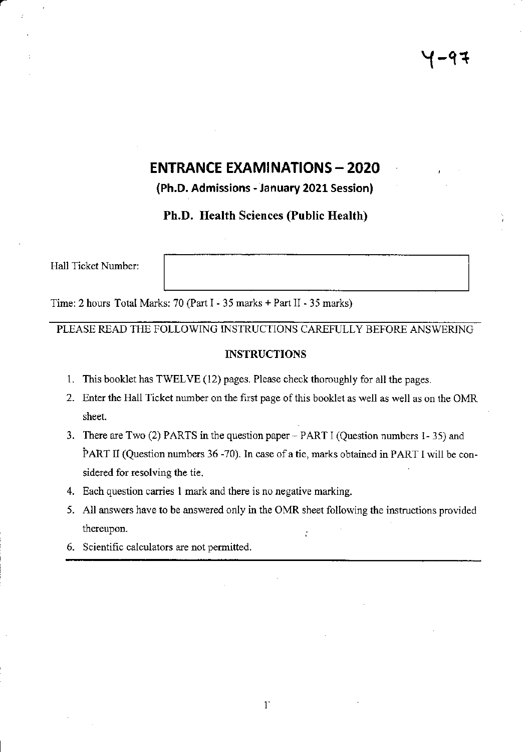Y-97

# ENTRANCE EXAMINATIONS – 2020

**(Ph.D. Admissions - January 2021 Session)**

**Ph.D. Health Sciences (Public Health)**

Hall Ticket Number:

Time: 2 hours Total Marks: 70 (Part I - 35 marks + Part II - 35 marks)

PLEASE READ THE FOLLOWING INSTRUCTIONS CAREFULLY BEFORE ANSWERING

**INSTRUCTIONS**

1. This booklet has TWELVE (12) pages. Please check thoroughly for all the pages.
2. Enter the Hall Ticket number on the first page of this booklet as well as well as on the OMR sheet.
3. There are Two (2) PARTS in the question paper – PART I (Question numbers 1- 35) and PART II (Question numbers 36 -70). In case of a tie, marks obtained in PART I will be considered for resolving the tie.
4. Each question carries 1 mark and there is no negative marking.
5. All answers have to be answered only in the OMR sheet following the instructions provided thereupon.
6. Scientific calculators are not permitted.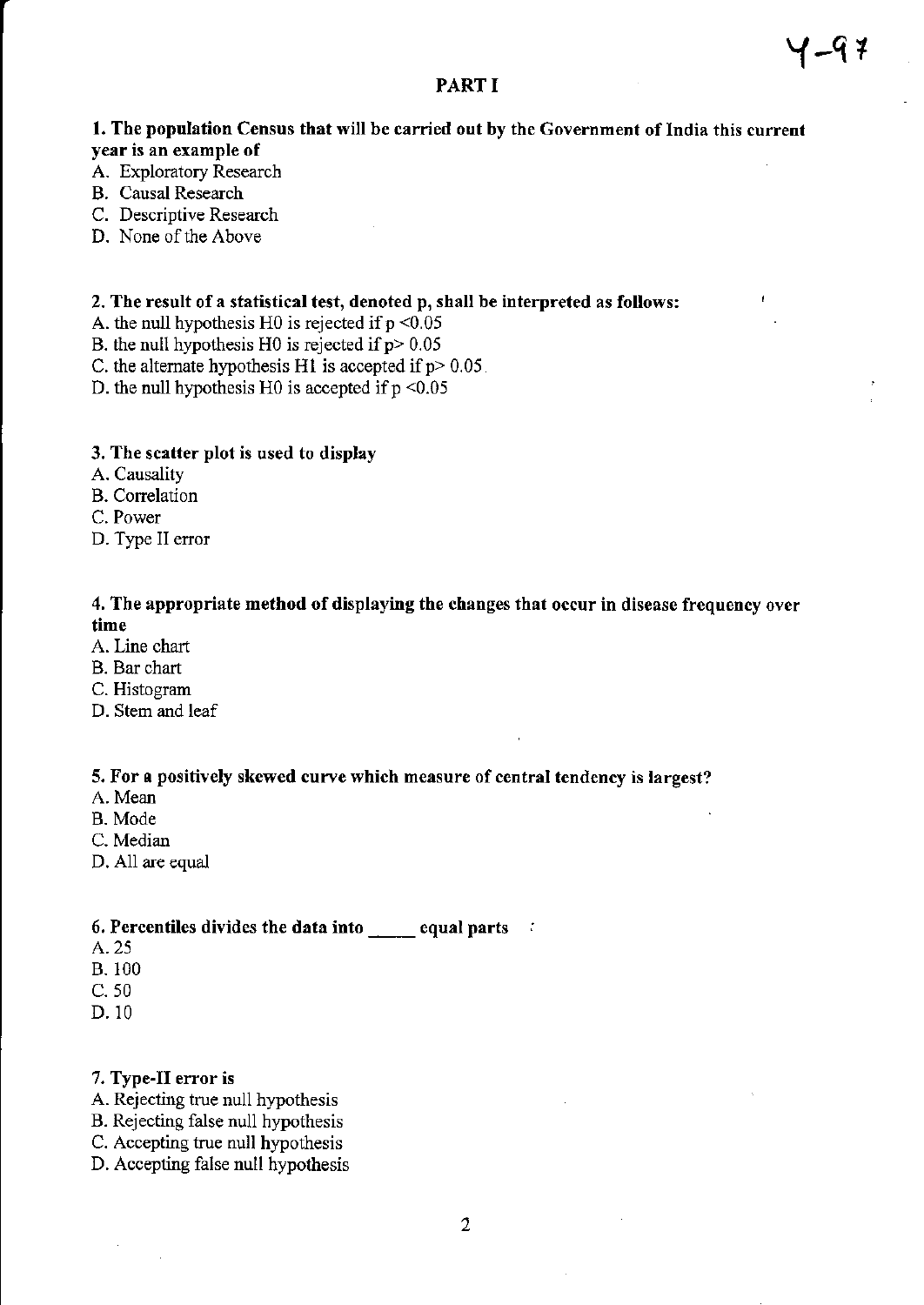## PART I

**1. The population Census that will be carried out by the Government of India this current year is an example of**

A. Exploratory Research
B. Causal Research
C. Descriptive Research
D. None of the Above

**2. The result of a statistical test, denoted p, shall be interpreted as follows:**

A. the null hypothesis H0 is rejected if $p < 0.05$
B. the null hypothesis H0 is rejected if $p > 0.05$
C. the alternate hypothesis H1 is accepted if $p > 0.05$
D. the null hypothesis H0 is accepted if $p < 0.05$

**3. The scatter plot is used to display**

A. Causality
B. Correlation
C. Power
D. Type II error

**4. The appropriate method of displaying the changes that occur in disease frequency over time**

A. Line chart
B. Bar chart
C. Histogram
D. Stem and leaf

**5. For a positively skewed curve which measure of central tendency is largest?**

A. Mean
B. Mode
C. Median
D. All are equal

**6. Percentiles divides the data into _____ equal parts**

A. 25
B. 100
C. 50
D. 10

**7. Type-II error is**

A. Rejecting true null hypothesis
B. Rejecting false null hypothesis
C. Accepting true null hypothesis
D. Accepting false null hypothesis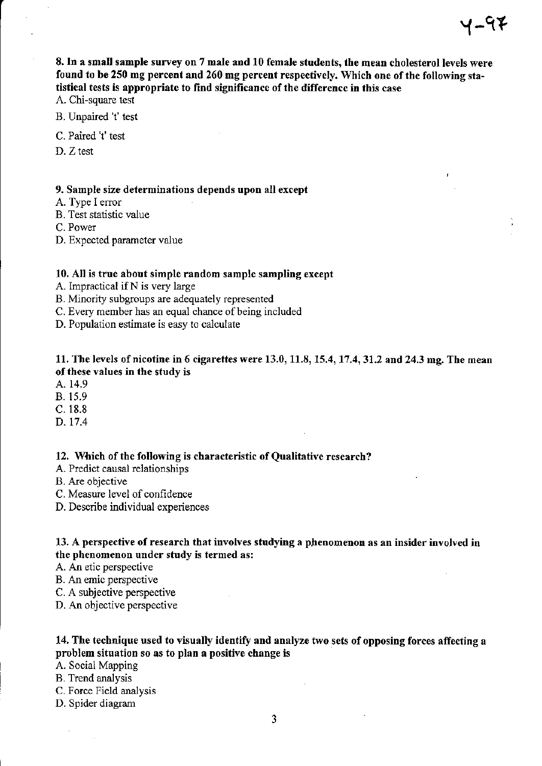**8. In a small sample survey on 7 male and 10 female students, the mean cholesterol levels were found to be 250 mg percent and 260 mg percent respectively. Which one of the following statistical tests is appropriate to find significance of the difference in this case**

A. Chi-square test

B. Unpaired 't' test

C. Paired 't' test

D. Z test

**9. Sample size determinations depends upon all except**

A. Type I error
B. Test statistic value
C. Power
D. Expected parameter value

**10. All is true about simple random sample sampling except**

A. Impractical if N is very large
B. Minority subgroups are adequately represented
C. Every member has an equal chance of being included
D. Population estimate is easy to calculate

**11. The levels of nicotine in 6 cigarettes were 13.0, 11.8, 15.4, 17.4, 31.2 and 24.3 mg. The mean of these values in the study is**

A. 14.9
B. 15.9
C. 18.8
D. 17.4

**12. Which of the following is characteristic of Qualitative research?**

A. Predict causal relationships
B. Are objective
C. Measure level of confidence
D. Describe individual experiences

**13. A perspective of research that involves studying a phenomenon as an insider involved in the phenomenon under study is termed as:**

A. An etic perspective
B. An emic perspective
C. A subjective perspective
D. An objective perspective

**14. The technique used to visually identify and analyze two sets of opposing forces affecting a problem situation so as to plan a positive change is**

A. Social Mapping
B. Trend analysis
C. Force Field analysis
D. Spider diagram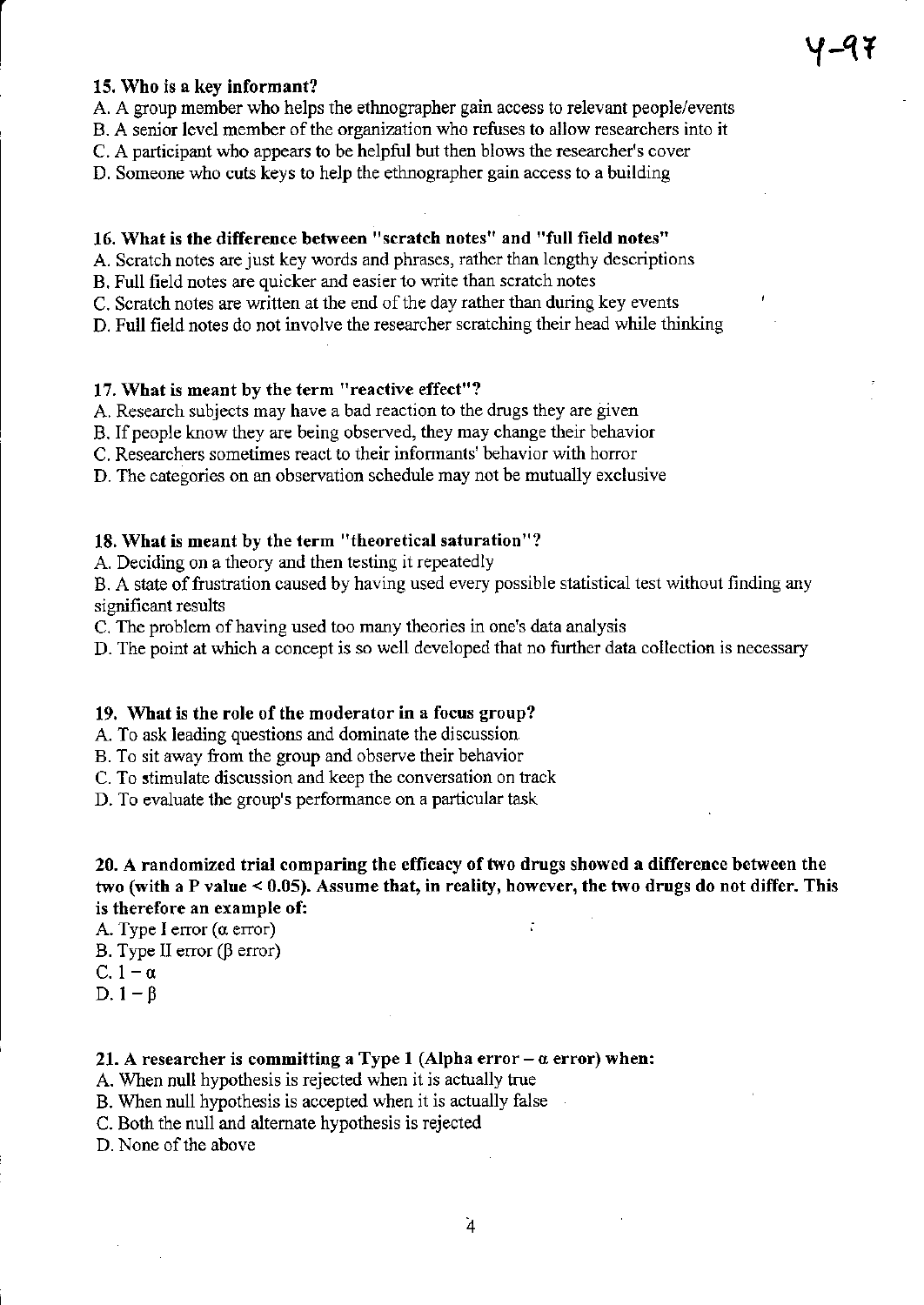**15. Who is a key informant?**

A. A group member who helps the ethnographer gain access to relevant people/events
B. A senior level member of the organization who refuses to allow researchers into it
C. A participant who appears to be helpful but then blows the researcher's cover
D. Someone who cuts keys to help the ethnographer gain access to a building

**16. What is the difference between "scratch notes" and "full field notes"**

A. Scratch notes are just key words and phrases, rather than lengthy descriptions
B. Full field notes are quicker and easier to write than scratch notes
C. Scratch notes are written at the end of the day rather than during key events
D. Full field notes do not involve the researcher scratching their head while thinking

**17. What is meant by the term "reactive effect"?**

A. Research subjects may have a bad reaction to the drugs they are given
B. If people know they are being observed, they may change their behavior
C. Researchers sometimes react to their informants' behavior with horror
D. The categories on an observation schedule may not be mutually exclusive

**18. What is meant by the term "theoretical saturation"?**

A. Deciding on a theory and then testing it repeatedly
B. A state of frustration caused by having used every possible statistical test without finding any significant results
C. The problem of having used too many theories in one's data analysis
D. The point at which a concept is so well developed that no further data collection is necessary

**19. What is the role of the moderator in a focus group?**

A. To ask leading questions and dominate the discussion
B. To sit away from the group and observe their behavior
C. To stimulate discussion and keep the conversation on track
D. To evaluate the group's performance on a particular task

**20. A randomized trial comparing the efficacy of two drugs showed a difference between the two (with a P value < 0.05). Assume that, in reality, however, the two drugs do not differ. This is therefore an example of:**

A. Type I error ($\alpha$ error)
B. Type II error ($\beta$ error)
C. $1 - \alpha$
D. $1 - \beta$

**21. A researcher is committing a Type 1 (Alpha error – $\alpha$ error) when:**

A. When null hypothesis is rejected when it is actually true
B. When null hypothesis is accepted when it is actually false
C. Both the null and alternate hypothesis is rejected
D. None of the above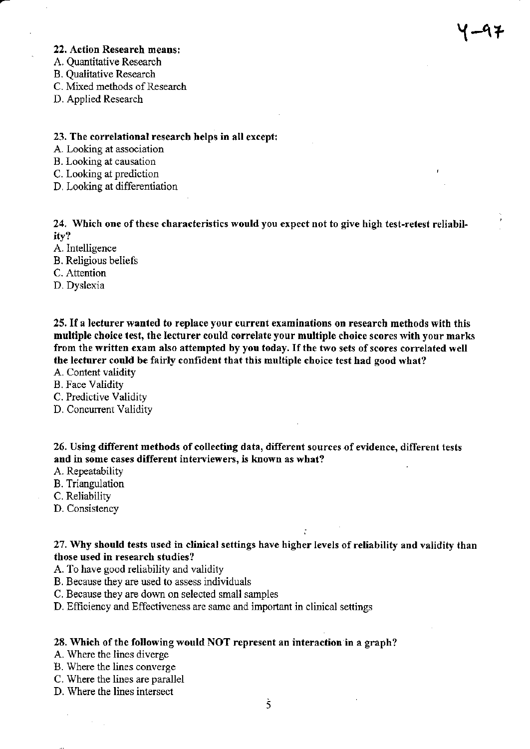Y-97

**22. Action Research means:**

A. Quantitative Research
B. Qualitative Research
C. Mixed methods of Research
D. Applied Research

**23. The correlational research helps in all except:**

A. Looking at association
B. Looking at causation
C. Looking at prediction
D. Looking at differentiation

**24. Which one of these characteristics would you expect not to give high test-retest reliability?**

A. Intelligence
B. Religious beliefs
C. Attention
D. Dyslexia

**25. If a lecturer wanted to replace your current examinations on research methods with this multiple choice test, the lecturer could correlate your multiple choice scores with your marks from the written exam also attempted by you today. If the two sets of scores correlated well the lecturer could be fairly confident that this multiple choice test had good what?**

A. Content validity
B. Face Validity
C. Predictive Validity
D. Concurrent Validity

**26. Using different methods of collecting data, different sources of evidence, different tests and in some cases different interviewers, is known as what?**

A. Repeatability
B. Triangulation
C. Reliability
D. Consistency

**27. Why should tests used in clinical settings have higher levels of reliability and validity than those used in research studies?**

A. To have good reliability and validity
B. Because they are used to assess individuals
C. Because they are down on selected small samples
D. Efficiency and Effectiveness are same and important in clinical settings

**28. Which of the following would NOT represent an interaction in a graph?**

A. Where the lines diverge
B. Where the lines converge
C. Where the lines are parallel
D. Where the lines intersect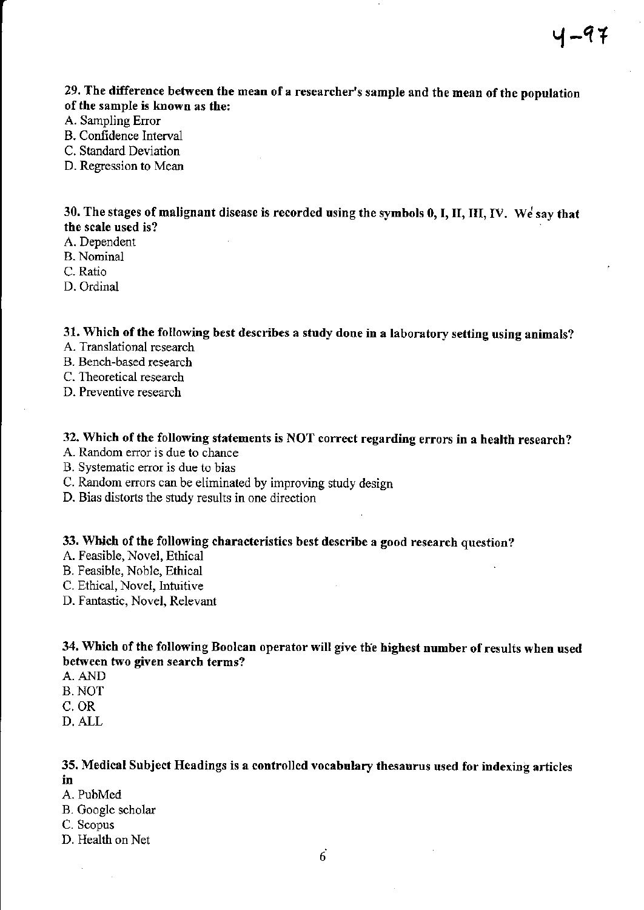**29. The difference between the mean of a researcher's sample and the mean of the population of the sample is known as the:**

A. Sampling Error
B. Confidence Interval
C. Standard Deviation
D. Regression to Mean

**30. The stages of malignant disease is recorded using the symbols 0, I, II, III, IV. We say that the scale used is?**

A. Dependent
B. Nominal
C. Ratio
D. Ordinal

**31. Which of the following best describes a study done in a laboratory setting using animals?**

A. Translational research
B. Bench-based research
C. Theoretical research
D. Preventive research

**32. Which of the following statements is NOT correct regarding errors in a health research?**

A. Random error is due to chance
B. Systematic error is due to bias
C. Random errors can be eliminated by improving study design
D. Bias distorts the study results in one direction

**33. Which of the following characteristics best describe a good research question?**

A. Feasible, Novel, Ethical
B. Feasible, Noble, Ethical
C. Ethical, Novel, Intuitive
D. Fantastic, Novel, Relevant

**34. Which of the following Boolean operator will give the highest number of results when used between two given search terms?**

A. AND
B. NOT
C. OR
D. ALL

**35. Medical Subject Headings is a controlled vocabulary thesaurus used for indexing articles in**

A. PubMed
B. Google scholar
C. Scopus
D. Health on Net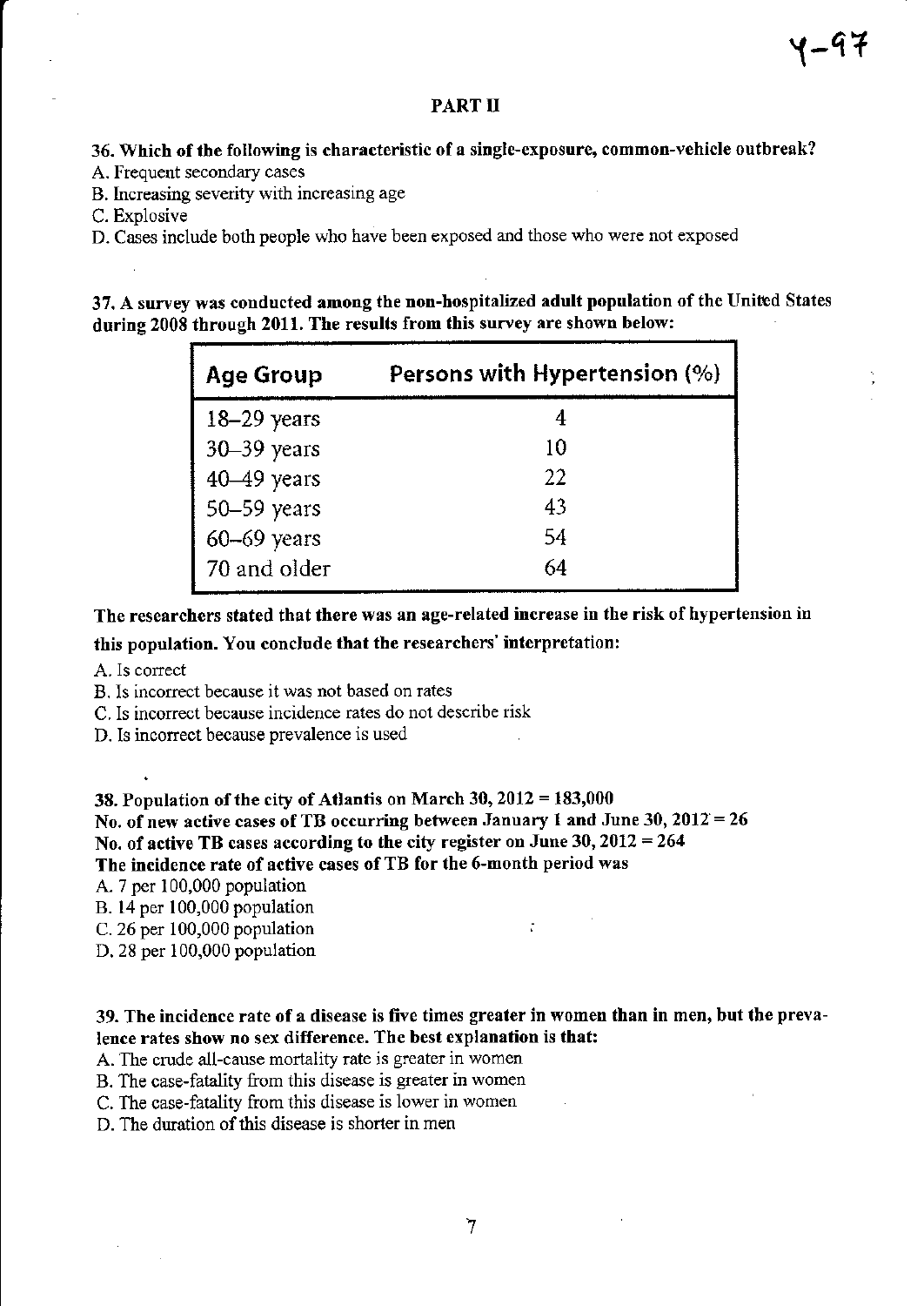## PART II

**36. Which of the following is characteristic of a single-exposure, common-vehicle outbreak?**

A. Frequent secondary cases
B. Increasing severity with increasing age
C. Explosive
D. Cases include both people who have been exposed and those who were not exposed

**37. A survey was conducted among the non-hospitalized adult population of the United States during 2008 through 2011. The results from this survey are shown below:**

| Age Group | Persons with Hypertension (%) |
|---|---|
| 18–29 years | 4 |
| 30–39 years | 10 |
| 40–49 years | 22 |
| 50–59 years | 43 |
| 60–69 years | 54 |
| 70 and older | 64 |

**The researchers stated that there was an age-related increase in the risk of hypertension in this population. You conclude that the researchers' interpretation:**

A. Is correct
B. Is incorrect because it was not based on rates
C. Is incorrect because incidence rates do not describe risk
D. Is incorrect because prevalence is used

**38. Population of the city of Atlantis on March 30, 2012 = 183,000**
**No. of new active cases of TB occurring between January 1 and June 30, 2012 = 26**
**No. of active TB cases according to the city register on June 30, 2012 = 264**
**The incidence rate of active cases of TB for the 6-month period was**

A. 7 per 100,000 population
B. 14 per 100,000 population
C. 26 per 100,000 population
D. 28 per 100,000 population

**39. The incidence rate of a disease is five times greater in women than in men, but the prevalence rates show no sex difference. The best explanation is that:**

A. The crude all-cause mortality rate is greater in women
B. The case-fatality from this disease is greater in women
C. The case-fatality from this disease is lower in women
D. The duration of this disease is shorter in men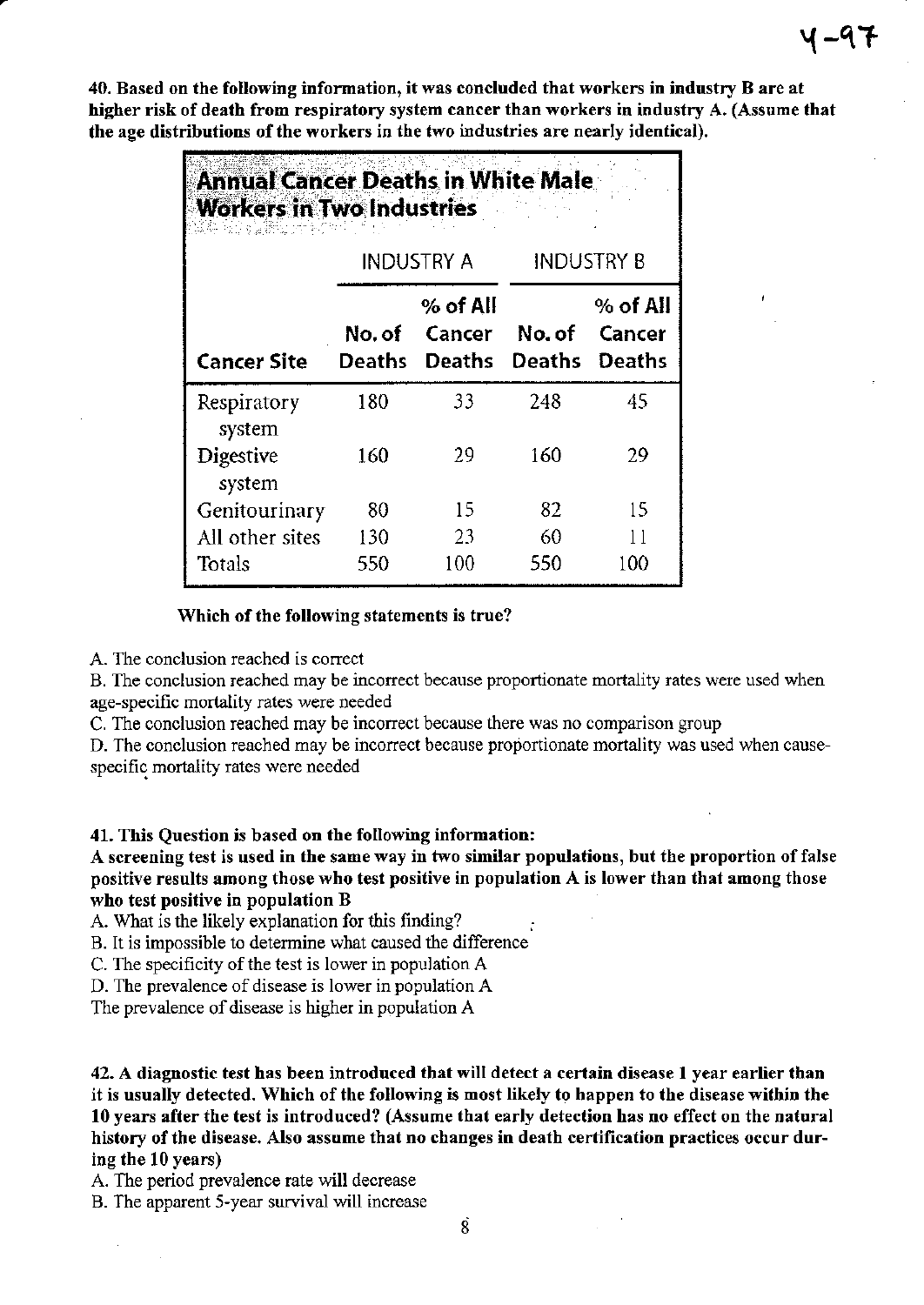**40. Based on the following information, it was concluded that workers in industry B are at higher risk of death from respiratory system cancer than workers in industry A. (Assume that the age distributions of the workers in the two industries are nearly identical).**

**Annual Cancer Deaths in White Male Workers in Two Industries**

| | INDUSTRY A | | INDUSTRY B | |
|---|---|---|---|---|
| **Cancer Site** | **No. of Deaths** | **% of All Cancer Deaths** | **No. of Deaths** | **% of All Cancer Deaths** |
| Respiratory system | 180 | 33 | 248 | 45 |
| Digestive system | 160 | 29 | 160 | 29 |
| Genitourinary | 80 | 15 | 82 | 15 |
| All other sites | 130 | 23 | 60 | 11 |
| Totals | 550 | 100 | 550 | 100 |

**Which of the following statements is true?**

A. The conclusion reached is correct

B. The conclusion reached may be incorrect because proportionate mortality rates were used when age-specific mortality rates were needed

C. The conclusion reached may be incorrect because there was no comparison group

D. The conclusion reached may be incorrect because proportionate mortality was used when cause-specific mortality rates were needed

**41. This Question is based on the following information:**
**A screening test is used in the same way in two similar populations, but the proportion of false positive results among those who test positive in population A is lower than that among those who test positive in population B**

A. What is the likely explanation for this finding?

B. It is impossible to determine what caused the difference

C. The specificity of the test is lower in population A

D. The prevalence of disease is lower in population A

The prevalence of disease is higher in population A

**42. A diagnostic test has been introduced that will detect a certain disease 1 year earlier than it is usually detected. Which of the following is most likely to happen to the disease within the 10 years after the test is introduced? (Assume that early detection has no effect on the natural history of the disease. Also assume that no changes in death certification practices occur during the 10 years)**

A. The period prevalence rate will decrease

B. The apparent 5-year survival will increase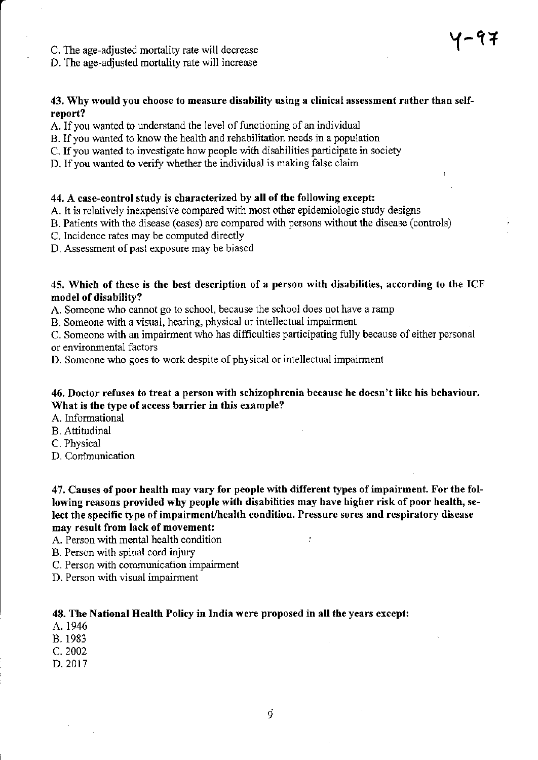C. The age-adjusted mortality rate will decrease
D. The age-adjusted mortality rate will increase

**43. Why would you choose to measure disability using a clinical assessment rather than self-report?**

A. If you wanted to understand the level of functioning of an individual
B. If you wanted to know the health and rehabilitation needs in a population
C. If you wanted to investigate how people with disabilities participate in society
D. If you wanted to verify whether the individual is making false claim

**44. A case-control study is characterized by all of the following except:**

A. It is relatively inexpensive compared with most other epidemiologic study designs
B. Patients with the disease (cases) are compared with persons without the disease (controls)
C. Incidence rates may be computed directly
D. Assessment of past exposure may be biased

**45. Which of these is the best description of a person with disabilities, according to the ICF model of disability?**

A. Someone who cannot go to school, because the school does not have a ramp
B. Someone with a visual, hearing, physical or intellectual impairment
C. Someone with an impairment who has difficulties participating fully because of either personal or environmental factors
D. Someone who goes to work despite of physical or intellectual impairment

**46. Doctor refuses to treat a person with schizophrenia because he doesn't like his behaviour. What is the type of access barrier in this example?**

A. Informational
B. Attitudinal
C. Physical
D. Communication

**47. Causes of poor health may vary for people with different types of impairment. For the following reasons provided why people with disabilities may have higher risk of poor health, select the specific type of impairment/health condition. Pressure sores and respiratory disease may result from lack of movement:**

A. Person with mental health condition
B. Person with spinal cord injury
C. Person with communication impairment
D. Person with visual impairment

**48. The National Health Policy in India were proposed in all the years except:**

A. 1946
B. 1983
C. 2002
D. 2017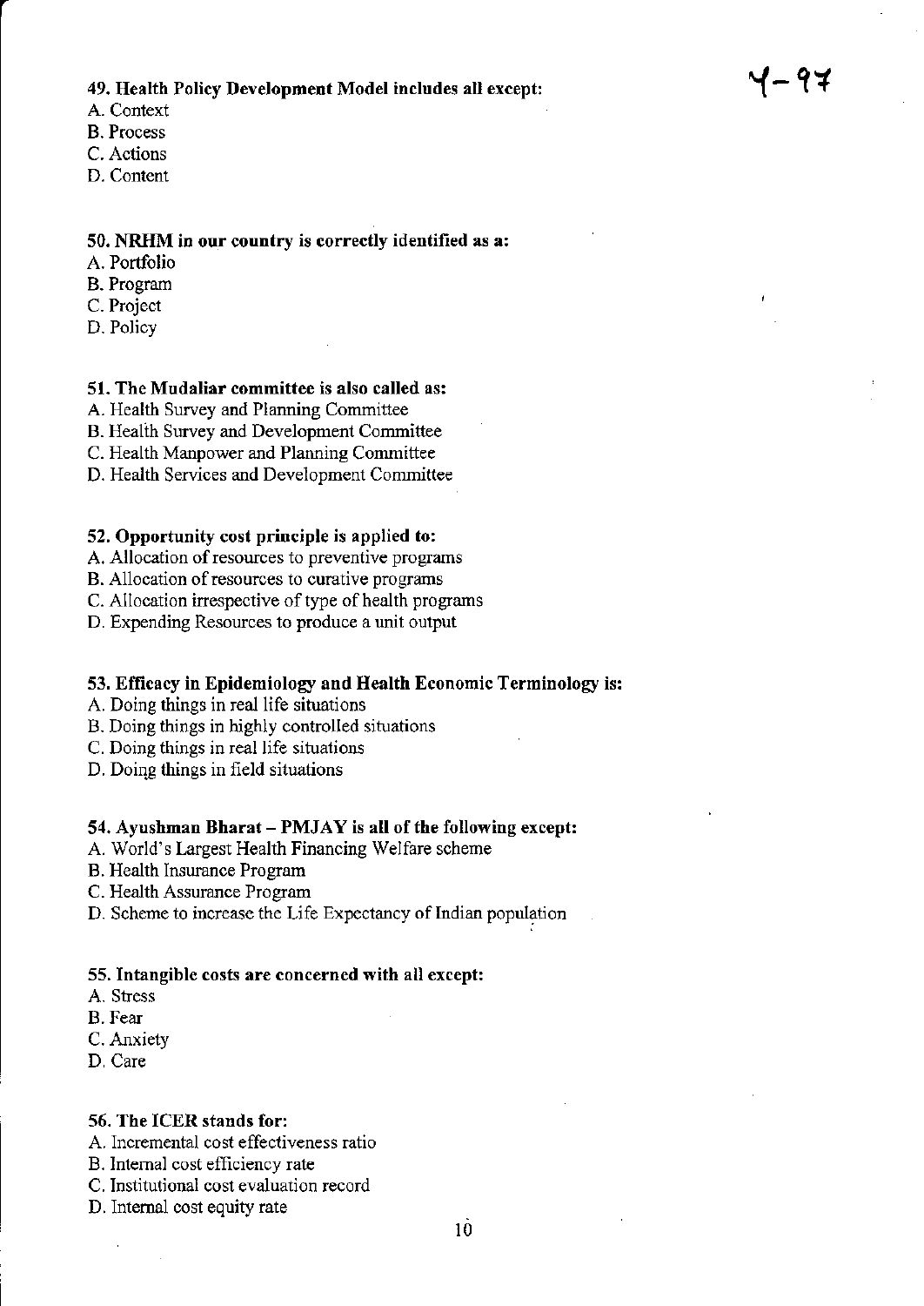**49. Health Policy Development Model includes all except:**

A. Context
B. Process
C. Actions
D. Content

**50. NRHM in our country is correctly identified as a:**

A. Portfolio
B. Program
C. Project
D. Policy

**51. The Mudaliar committee is also called as:**

A. Health Survey and Planning Committee
B. Health Survey and Development Committee
C. Health Manpower and Planning Committee
D. Health Services and Development Committee

**52. Opportunity cost principle is applied to:**

A. Allocation of resources to preventive programs
B. Allocation of resources to curative programs
C. Allocation irrespective of type of health programs
D. Expending Resources to produce a unit output

**53. Efficacy in Epidemiology and Health Economic Terminology is:**

A. Doing things in real life situations
B. Doing things in highly controlled situations
C. Doing things in real life situations
D. Doing things in field situations

**54. Ayushman Bharat – PMJAY is all of the following except:**

A. World's Largest Health Financing Welfare scheme
B. Health Insurance Program
C. Health Assurance Program
D. Scheme to increase the Life Expectancy of Indian population

**55. Intangible costs are concerned with all except:**

A. Stress
B. Fear
C. Anxiety
D. Care

**56. The ICER stands for:**

A. Incremental cost effectiveness ratio
B. Internal cost efficiency rate
C. Institutional cost evaluation record
D. Internal cost equity rate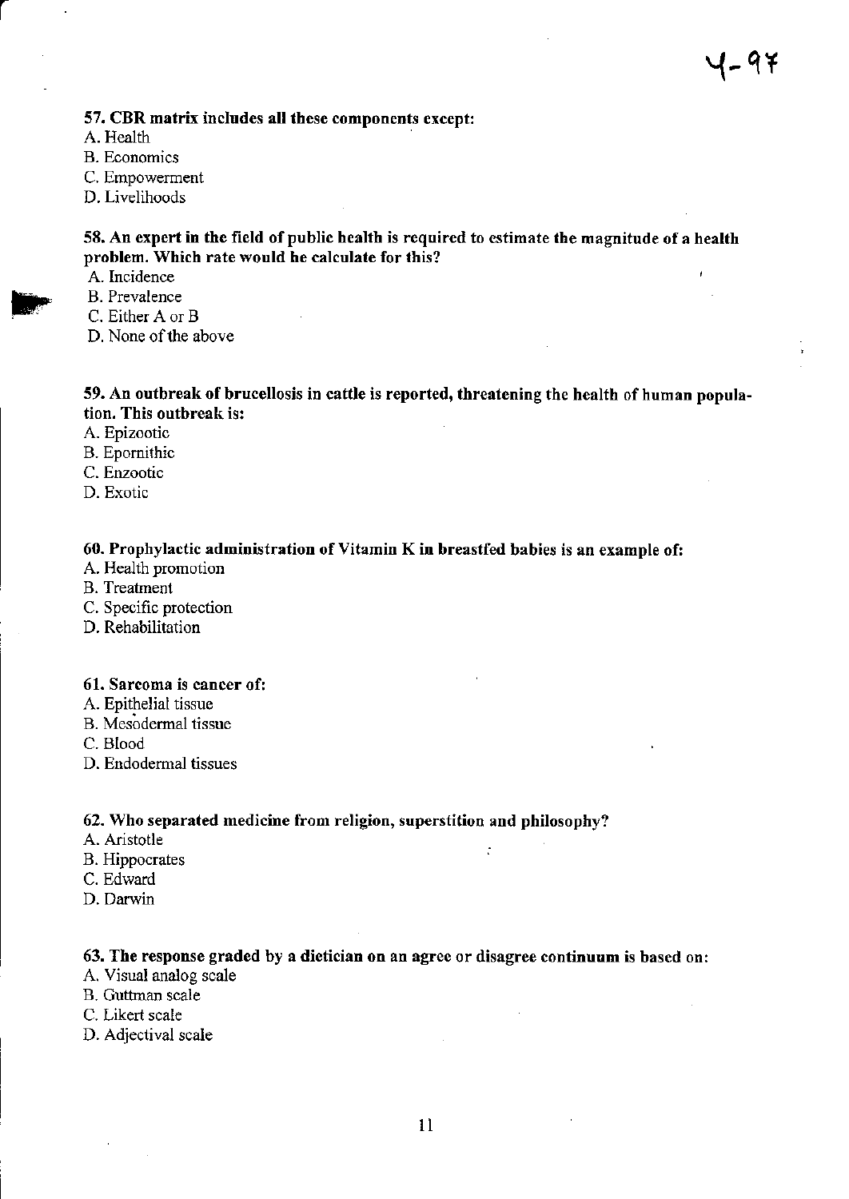**57. CBR matrix includes all these components except:**

A. Health
B. Economics
C. Empowerment
D. Livelihoods

**58. An expert in the field of public health is required to estimate the magnitude of a health problem. Which rate would he calculate for this?**

A. Incidence
B. Prevalence
C. Either A or B
D. None of the above

**59. An outbreak of brucellosis in cattle is reported, threatening the health of human population. This outbreak is:**

A. Epizootic
B. Epornithic
C. Enzootic
D. Exotic

**60. Prophylactic administration of Vitamin K in breastfed babies is an example of:**

A. Health promotion
B. Treatment
C. Specific protection
D. Rehabilitation

**61. Sarcoma is cancer of:**

A. Epithelial tissue
B. Mesodermal tissue
C. Blood
D. Endodermal tissues

**62. Who separated medicine from religion, superstition and philosophy?**

A. Aristotle
B. Hippocrates
C. Edward
D. Darwin

**63. The response graded by a dietician on an agree or disagree continuum is based on:**

A. Visual analog scale
B. Guttman scale
C. Likert scale
D. Adjectival scale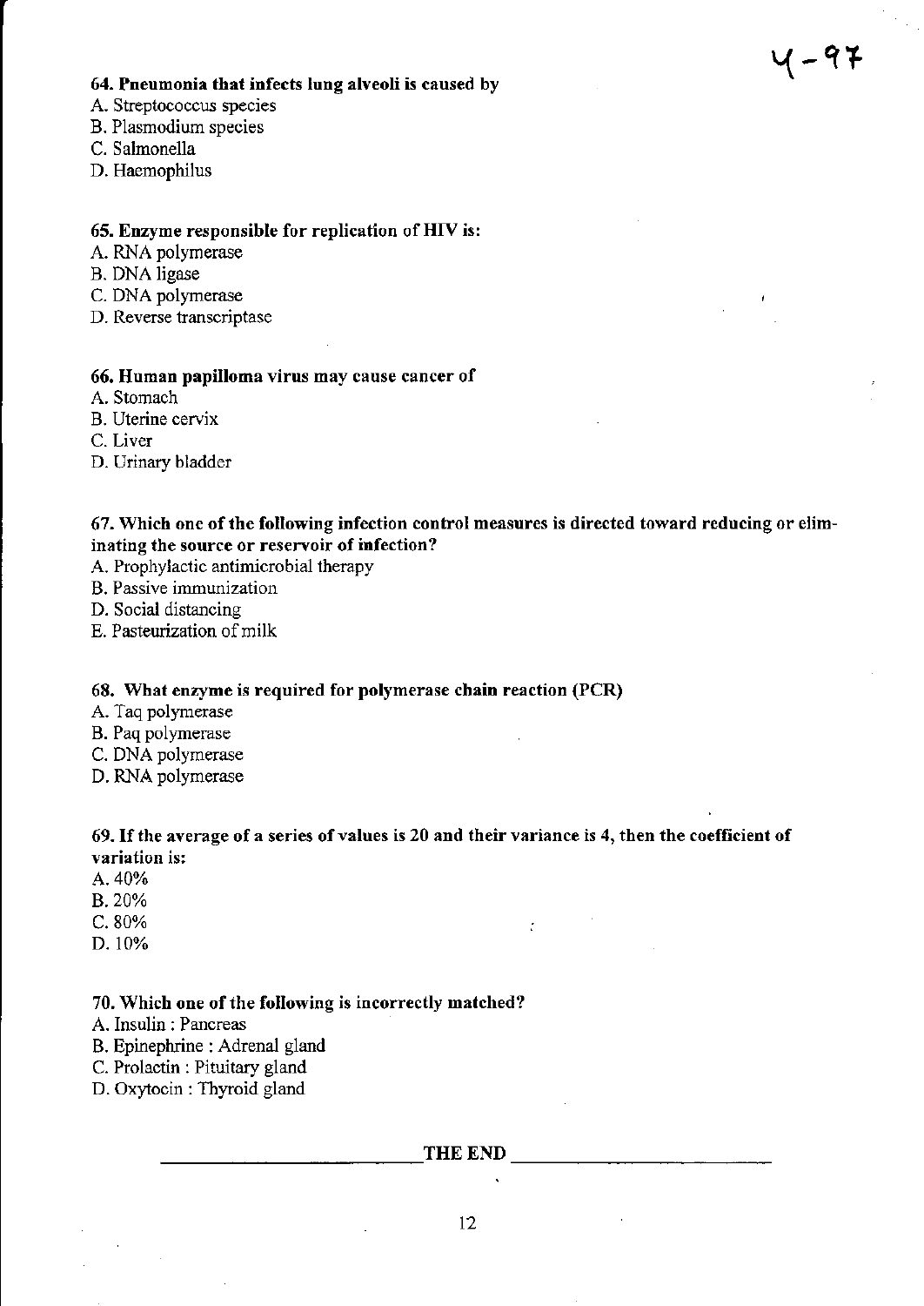**64. Pneumonia that infects lung alveoli is caused by**

A. Streptococcus species
B. Plasmodium species
C. Salmonella
D. Haemophilus

**65. Enzyme responsible for replication of HIV is:**

A. RNA polymerase
B. DNA ligase
C. DNA polymerase
D. Reverse transcriptase

**66. Human papilloma virus may cause cancer of**

A. Stomach
B. Uterine cervix
C. Liver
D. Urinary bladder

**67. Which one of the following infection control measures is directed toward reducing or eliminating the source or reservoir of infection?**

A. Prophylactic antimicrobial therapy
B. Passive immunization
D. Social distancing
E. Pasteurization of milk

**68. What enzyme is required for polymerase chain reaction (PCR)**

A. Taq polymerase
B. Paq polymerase
C. DNA polymerase
D. RNA polymerase

**69. If the average of a series of values is 20 and their variance is 4, then the coefficient of variation is:**

A. 40%
B. 20%
C. 80%
D. 10%

**70. Which one of the following is incorrectly matched?**

A. Insulin : Pancreas
B. Epinephrine : Adrenal gland
C. Prolactin : Pituitary gland
D. Oxytocin : Thyroid gland

THE END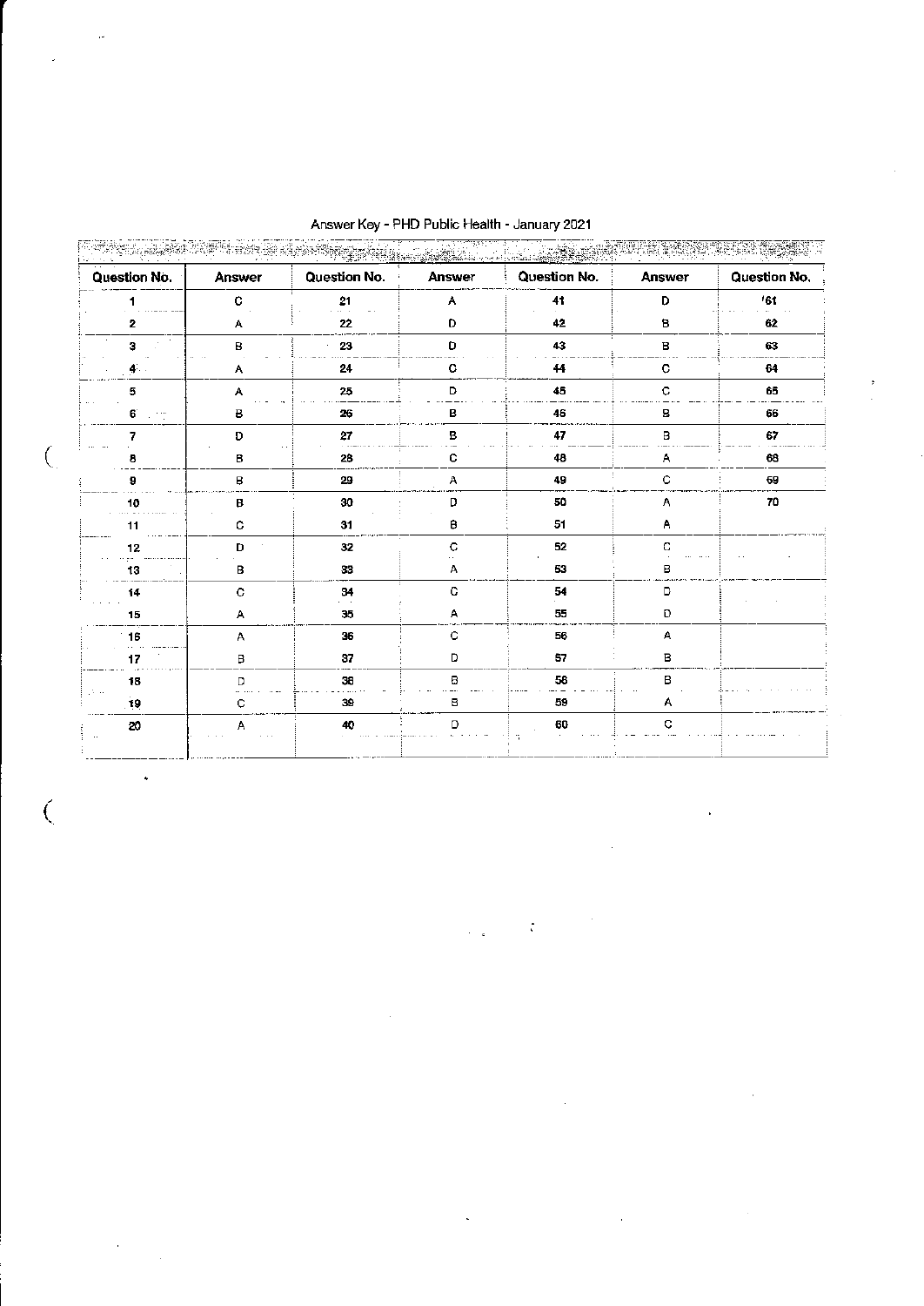Answer Key - PHD Public Health - January 2021

| Question No. | Answer | Question No. | Answer | Question No. | Answer | Question No. |
|---|---|---|---|---|---|---|
| 1 | C | 21 | A | 41 | D | '61 |
| 2 | A | 22 | D | 42 | B | 62 |
| 3 | B | 23 | D | 43 | B | 63 |
| 4 | A | 24 | C | 44 | C | 64 |
| 5 | A | 25 | D | 45 | C | 65 |
| 6 | B | 26 | B | 46 | B | 66 |
| 7 | D | 27 | B | 47 | B | 67 |
| 8 | B | 28 | C | 48 | A | 68 |
| 9 | B | 29 | A | 49 | C | 69 |
| 10 | B | 30 | D | 50 | A | 70 |
| 11 | C | 31 | B | 51 | A | |
| 12 | D | 32 | C | 52 | C | |
| 13 | B | 33 | A | 53 | B | |
| 14 | C | 34 | C | 54 | D | |
| 15 | A | 35 | A | 55 | D | |
| 16 | A | 36 | C | 56 | A | |
| 17 | B | 37 | D | 57 | B | |
| 18 | D | 38 | B | 58 | B | |
| 19 | C | 39 | B | 59 | A | |
| 20 | A | 40 | D | 60 | C | |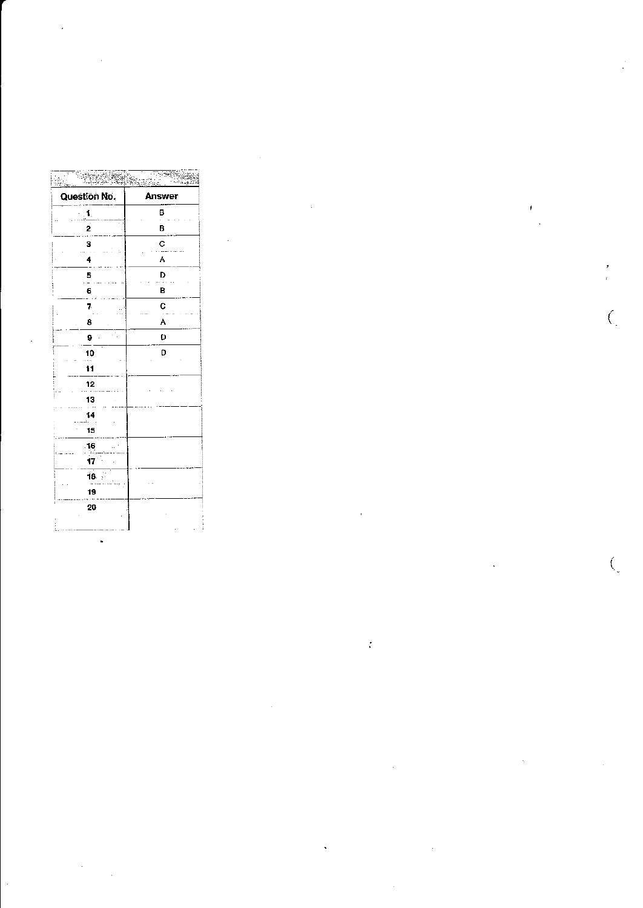| Question No. | Answer |
| --- | --- |
| 1 | B |
| 2 | B |
| 3 | C |
| 4 | A |
| 5 | D |
| 6 | B |
| 7 | C |
| 8 | A |
| 9 | D |
| 10 | D |
| 11 | |
| 12 | |
| 13 | |
| 14 | |
| 15 | |
| 16 | |
| 17 | |
| 18 | |
| 19 | |
| 20 | |